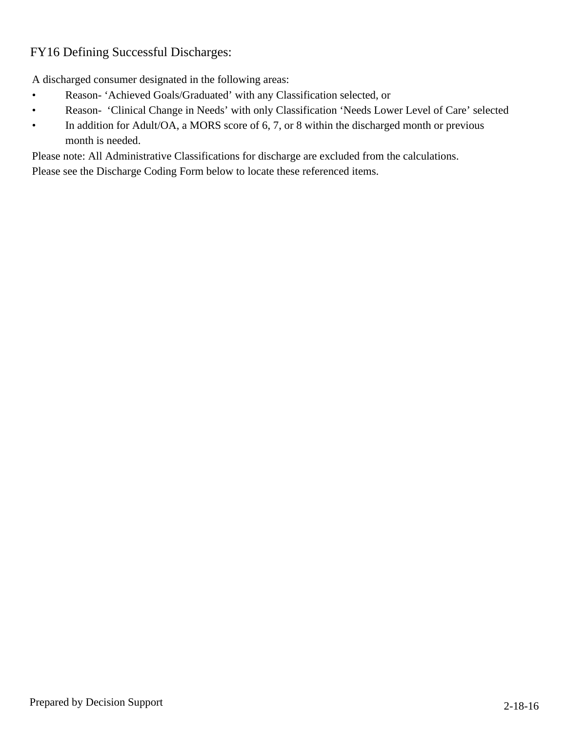# FY16 Defining Successful Discharges:

A discharged consumer designated in the following areas:

- Reason- ‘Achieved Goals/Graduated’ with any Classification selected, or
- Reason- ‘Clinical Change in Needs’ with only Classification ‘Needs Lower Level of Care’ selected
- In addition for Adult/OA, a MORS score of 6, 7, or 8 within the discharged month or previous month is needed.

Please note: All Administrative Classifications for discharge are excluded from the calculations.

Please see the Discharge Coding Form below to locate these referenced items.

Prepared by Decision Support

2-18-16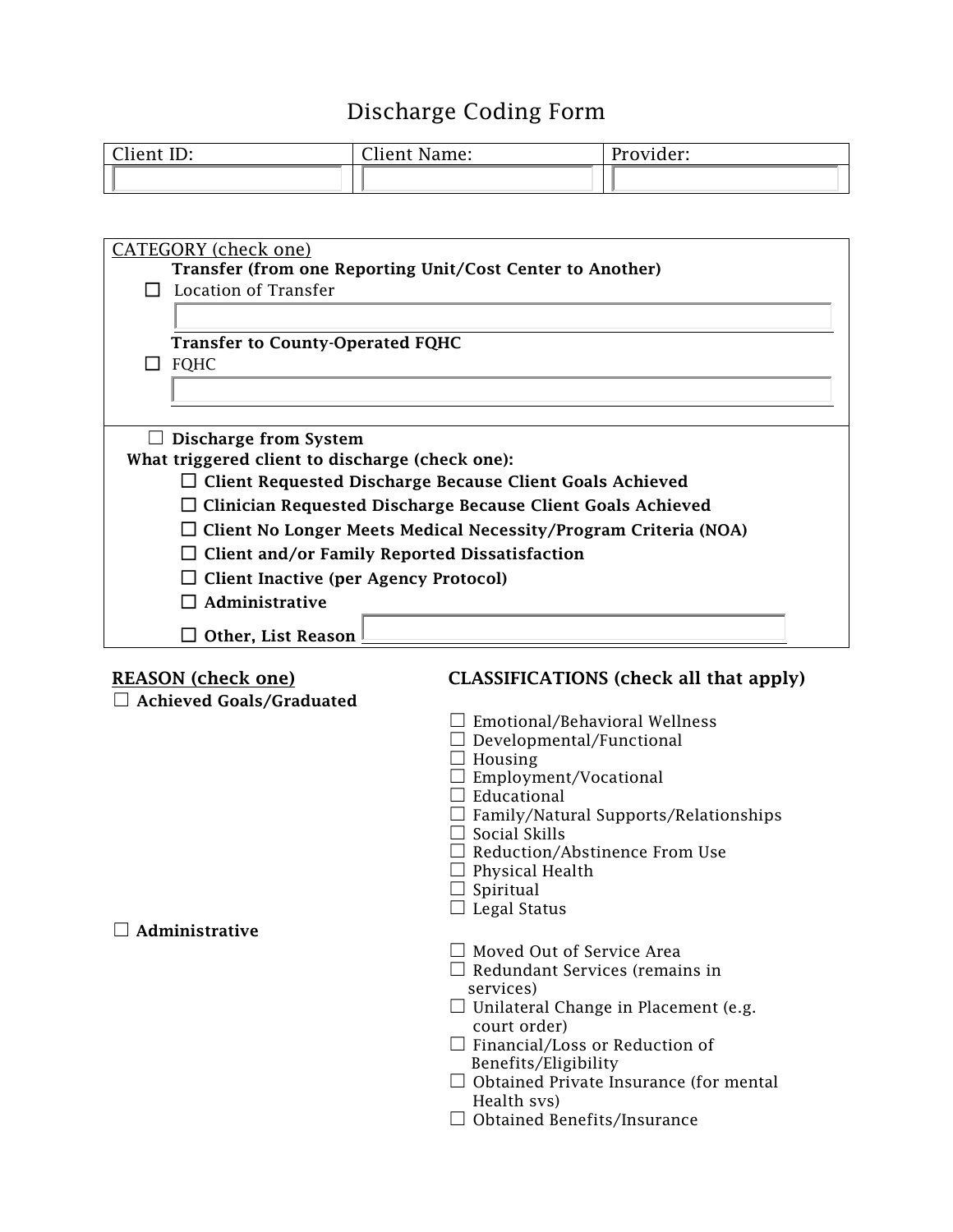# Discharge Coding Form

| Client ID: | Client Name: | Provider: |
|---|---|---|
| | | |

CATEGORY (check one)

**Transfer (from one Reporting Unit/Cost Center to Another)**

☐ Location of Transfer

**Transfer to County-Operated FQHC**

☐ FQHC

☐ **Discharge from System**

**What triggered client to discharge (check one):**

- ☐ **Client Requested Discharge Because Client Goals Achieved**
- ☐ **Clinician Requested Discharge Because Client Goals Achieved**
- ☐ **Client No Longer Meets Medical Necessity/Program Criteria (NOA)**
- ☐ **Client and/or Family Reported Dissatisfaction**
- ☐ **Client Inactive (per Agency Protocol)**
- ☐ **Administrative**
- ☐ **Other, List Reason**

| REASON (check one) | CLASSIFICATIONS (check all that apply) |
|---|---|
| ☐ **Achieved Goals/Graduated** | ☐ Emotional/Behavioral Wellness<br>☐ Developmental/Functional<br>☐ Housing<br>☐ Employment/Vocational<br>☐ Educational<br>☐ Family/Natural Supports/Relationships<br>☐ Social Skills<br>☐ Reduction/Abstinence From Use<br>☐ Physical Health<br>☐ Spiritual<br>☐ Legal Status |
| ☐ **Administrative** | ☐ Moved Out of Service Area<br>☐ Redundant Services (remains in services)<br>☐ Unilateral Change in Placement (e.g. court order)<br>☐ Financial/Loss or Reduction of Benefits/Eligibility<br>☐ Obtained Private Insurance (for mental Health svs)<br>☐ Obtained Benefits/Insurance |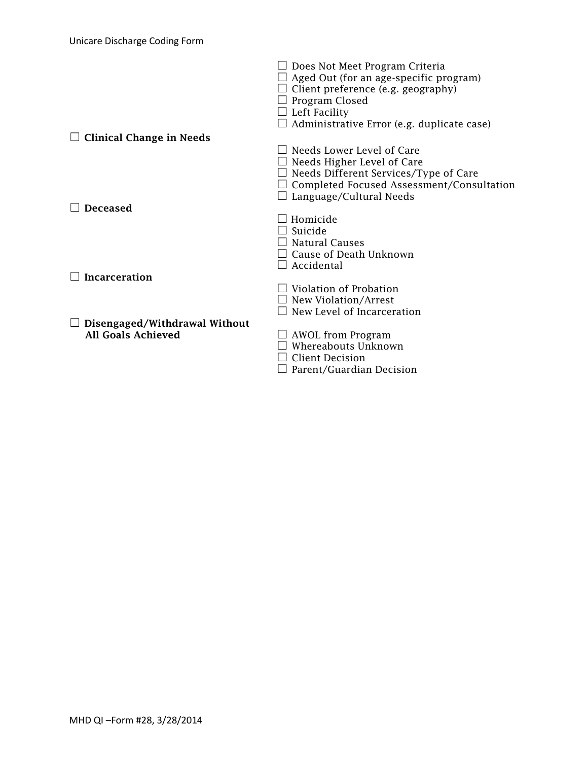☐ Does Not Meet Program Criteria
☐ Aged Out (for an age-specific program)
☐ Client preference (e.g. geography)
☐ Program Closed
☐ Left Facility
☐ Administrative Error (e.g. duplicate case)

☐ **Clinical Change in Needs**

☐ Needs Lower Level of Care
☐ Needs Higher Level of Care
☐ Needs Different Services/Type of Care
☐ Completed Focused Assessment/Consultation
☐ Language/Cultural Needs

☐ **Deceased**

☐ Homicide
☐ Suicide
☐ Natural Causes
☐ Cause of Death Unknown
☐ Accidental

☐ **Incarceration**

☐ Violation of Probation
☐ New Violation/Arrest
☐ New Level of Incarceration

☐ **Disengaged/Withdrawal Without All Goals Achieved**

☐ AWOL from Program
☐ Whereabouts Unknown
☐ Client Decision
☐ Parent/Guardian Decision